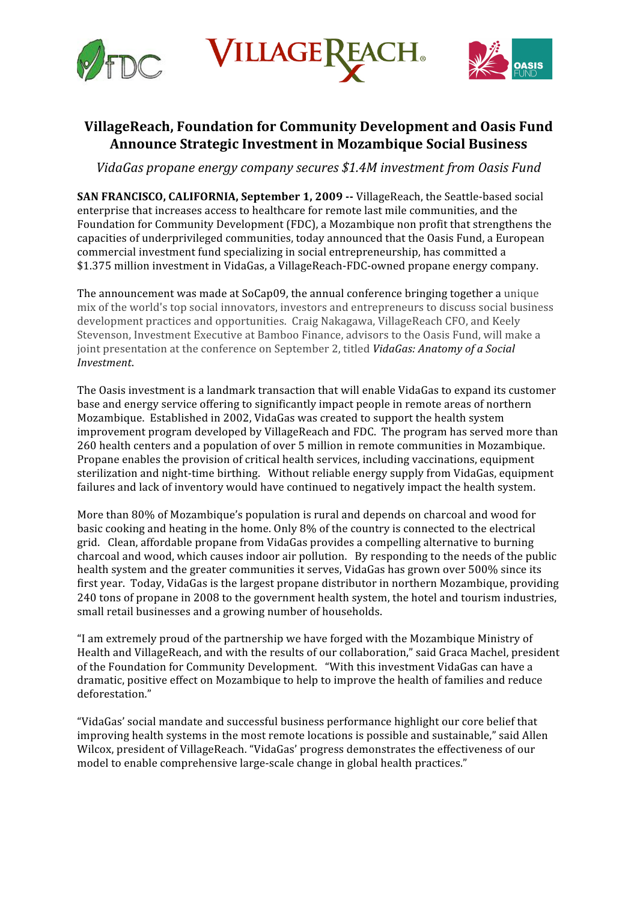# VillageReach, Foundation for Community Development and Oasis Fund Announce Strategic Investment in Mozambique Social Business

*VidaGas propane energy company secures $1.4M investment from Oasis Fund*

**SAN FRANCISCO, CALIFORNIA, September 1, 2009 --** VillageReach, the Seattle-based social enterprise that increases access to healthcare for remote last mile communities, and the Foundation for Community Development (FDC), a Mozambique non profit that strengthens the capacities of underprivileged communities, today announced that the Oasis Fund, a European commercial investment fund specializing in social entrepreneurship, has committed a $1.375 million investment in VidaGas, a VillageReach-FDC-owned propane energy company.

The announcement was made at SoCap09, the annual conference bringing together a unique mix of the world's top social innovators, investors and entrepreneurs to discuss social business development practices and opportunities. Craig Nakagawa, VillageReach CFO, and Keely Stevenson, Investment Executive at Bamboo Finance, advisors to the Oasis Fund, will make a joint presentation at the conference on September 2, titled *VidaGas: Anatomy of a Social Investment*.

The Oasis investment is a landmark transaction that will enable VidaGas to expand its customer base and energy service offering to significantly impact people in remote areas of northern Mozambique. Established in 2002, VidaGas was created to support the health system improvement program developed by VillageReach and FDC. The program has served more than 260 health centers and a population of over 5 million in remote communities in Mozambique. Propane enables the provision of critical health services, including vaccinations, equipment sterilization and night-time birthing. Without reliable energy supply from VidaGas, equipment failures and lack of inventory would have continued to negatively impact the health system.

More than 80% of Mozambique's population is rural and depends on charcoal and wood for basic cooking and heating in the home. Only 8% of the country is connected to the electrical grid. Clean, affordable propane from VidaGas provides a compelling alternative to burning charcoal and wood, which causes indoor air pollution. By responding to the needs of the public health system and the greater communities it serves, VidaGas has grown over 500% since its first year. Today, VidaGas is the largest propane distributor in northern Mozambique, providing 240 tons of propane in 2008 to the government health system, the hotel and tourism industries, small retail businesses and a growing number of households.

"I am extremely proud of the partnership we have forged with the Mozambique Ministry of Health and VillageReach, and with the results of our collaboration," said Graca Machel, president of the Foundation for Community Development. "With this investment VidaGas can have a dramatic, positive effect on Mozambique to help to improve the health of families and reduce deforestation."

"VidaGas' social mandate and successful business performance highlight our core belief that improving health systems in the most remote locations is possible and sustainable," said Allen Wilcox, president of VillageReach. "VidaGas' progress demonstrates the effectiveness of our model to enable comprehensive large-scale change in global health practices."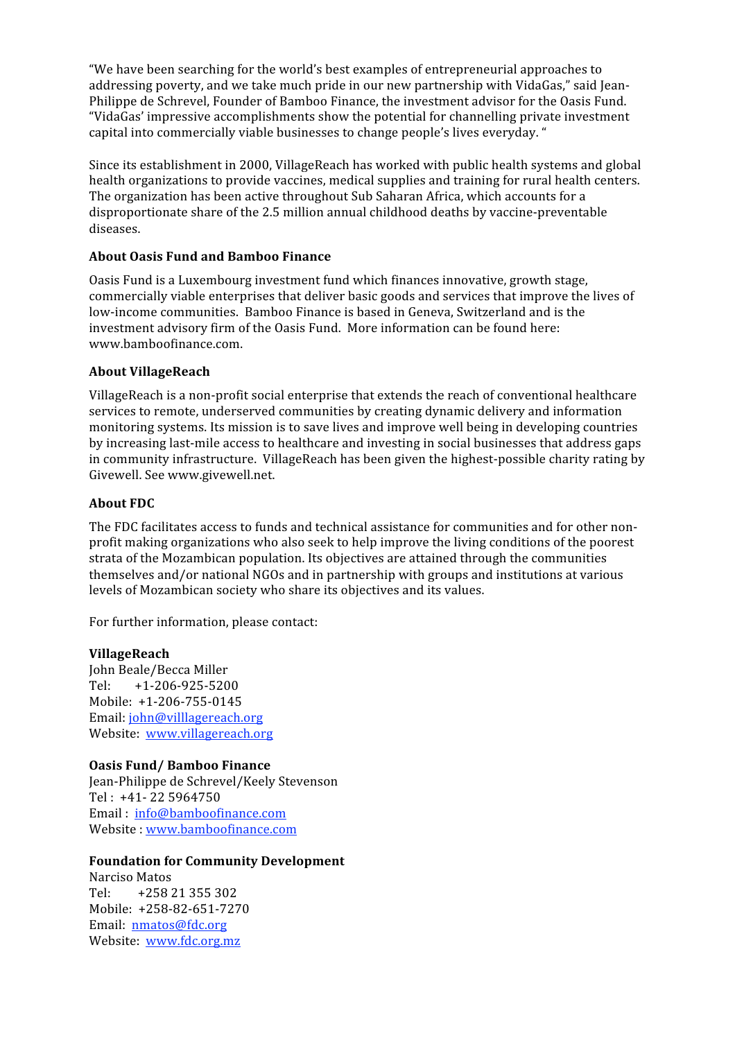"We have been searching for the world's best examples of entrepreneurial approaches to addressing poverty, and we take much pride in our new partnership with VidaGas," said Jean-Philippe de Schrevel, Founder of Bamboo Finance, the investment advisor for the Oasis Fund. "VidaGas' impressive accomplishments show the potential for channelling private investment capital into commercially viable businesses to change people's lives everyday. "

Since its establishment in 2000, VillageReach has worked with public health systems and global health organizations to provide vaccines, medical supplies and training for rural health centers. The organization has been active throughout Sub Saharan Africa, which accounts for a disproportionate share of the 2.5 million annual childhood deaths by vaccine-preventable diseases.

**About Oasis Fund and Bamboo Finance**

Oasis Fund is a Luxembourg investment fund which finances innovative, growth stage, commercially viable enterprises that deliver basic goods and services that improve the lives of low-income communities. Bamboo Finance is based in Geneva, Switzerland and is the investment advisory firm of the Oasis Fund. More information can be found here: www.bamboofinance.com.

**About VillageReach**

VillageReach is a non-profit social enterprise that extends the reach of conventional healthcare services to remote, underserved communities by creating dynamic delivery and information monitoring systems. Its mission is to save lives and improve well being in developing countries by increasing last-mile access to healthcare and investing in social businesses that address gaps in community infrastructure. VillageReach has been given the highest-possible charity rating by Givewell. See www.givewell.net.

**About FDC**

The FDC facilitates access to funds and technical assistance for communities and for other non-profit making organizations who also seek to help improve the living conditions of the poorest strata of the Mozambican population. Its objectives are attained through the communities themselves and/or national NGOs and in partnership with groups and institutions at various levels of Mozambican society who share its objectives and its values.

For further information, please contact:

**VillageReach**
John Beale/Becca Miller
Tel: +1-206-925-5200
Mobile: +1-206-755-0145
Email: john@villlagereach.org
Website: www.villagereach.org

**Oasis Fund/ Bamboo Finance**
Jean-Philippe de Schrevel/Keely Stevenson
Tel : +41- 22 5964750
Email : info@bamboofinance.com
Website : www.bamboofinance.com

**Foundation for Community Development**
Narciso Matos
Tel: +258 21 355 302
Mobile: +258-82-651-7270
Email: nmatos@fdc.org
Website: www.fdc.org.mz